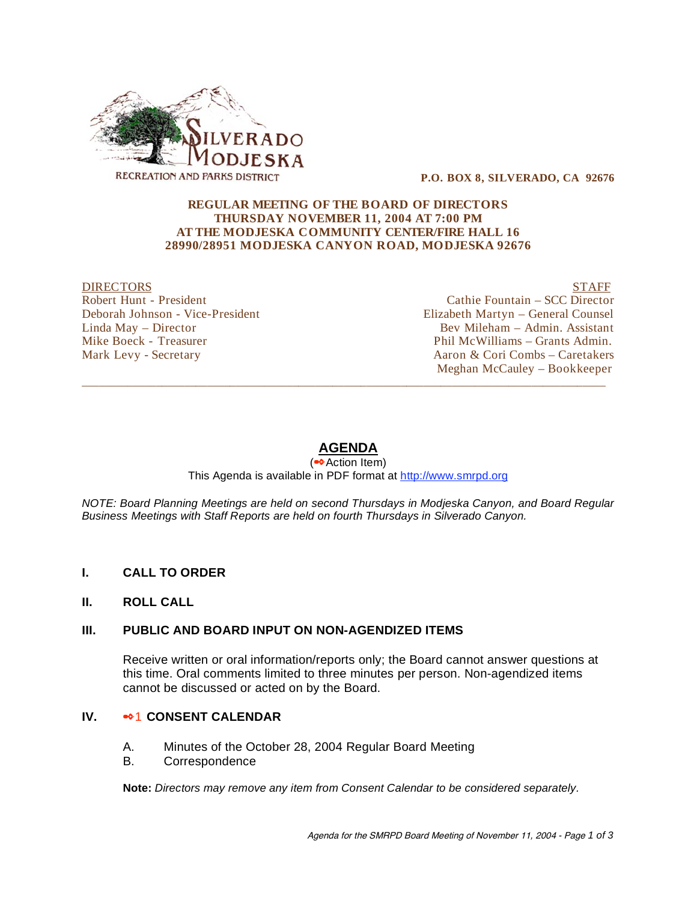SILVERADO MODJESKA

RECREATION AND PARKS DISTRICT

**P.O. BOX 8, SILVERADO, CA 92676**

**REGULAR MEETING OF THE BOARD OF DIRECTORS**
**THURSDAY NOVEMBER 11, 2004 AT 7:00 PM**
**AT THE MODJESKA COMMUNITY CENTER/FIRE HALL 16**
**28990/28951 MODJESKA CANYON ROAD, MODJESKA 92676**

| DIRECTORS | STAFF |
|---|---|
| Robert Hunt - President | Cathie Fountain – SCC Director |
| Deborah Johnson - Vice-President | Elizabeth Martyn – General Counsel |
| Linda May – Director | Bev Mileham – Admin. Assistant |
| Mike Boeck - Treasurer | Phil McWilliams – Grants Admin. |
| Mark Levy - Secretary | Aaron & Cori Combs – Caretakers |
| | Meghan McCauley – Bookkeeper |

---

# AGENDA

(➾ Action Item)

This Agenda is available in PDF format at http://www.smrpd.org

*NOTE: Board Planning Meetings are held on second Thursdays in Modjeska Canyon, and Board Regular Business Meetings with Staff Reports are held on fourth Thursdays in Silverado Canyon.*

## I. CALL TO ORDER

## II. ROLL CALL

## III. PUBLIC AND BOARD INPUT ON NON-AGENDIZED ITEMS

Receive written or oral information/reports only; the Board cannot answer questions at this time. Oral comments limited to three minutes per person. Non-agendized items cannot be discussed or acted on by the Board.

## IV. ➾1 CONSENT CALENDAR

A. Minutes of the October 28, 2004 Regular Board Meeting
B. Correspondence

**Note:** *Directors may remove any item from Consent Calendar to be considered separately.*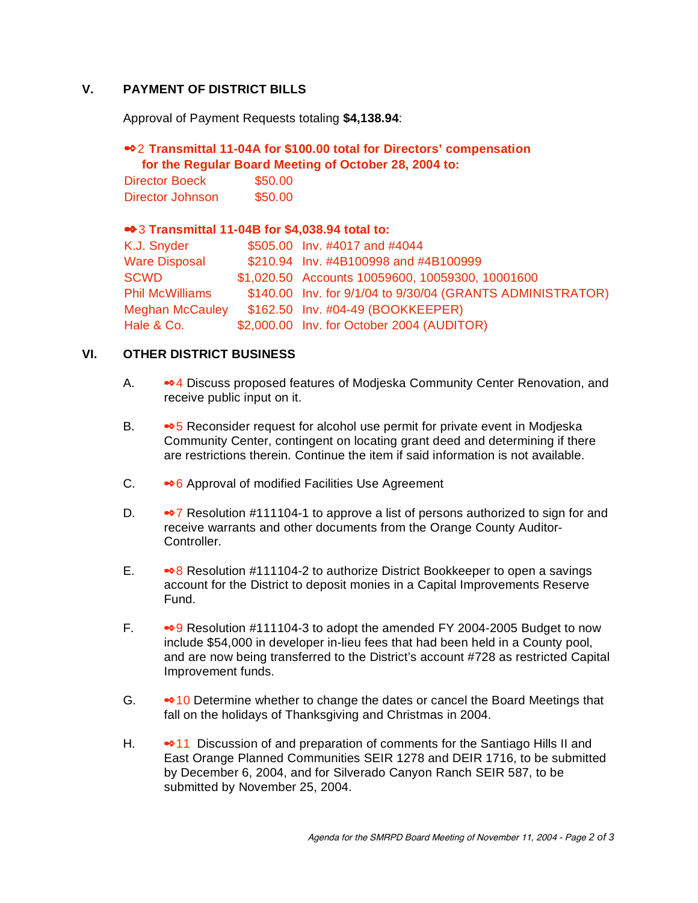## V. PAYMENT OF DISTRICT BILLS

Approval of Payment Requests totaling **$4,138.94**:

**➪2 Transmittal 11-04A for $100.00 total for Directors' compensation for the Regular Board Meeting of October 28, 2004 to:**

| | |
|---|---|
| Director Boeck | $50.00 |
| Director Johnson | $50.00 |

**➪3 Transmittal 11-04B for $4,038.94 total to:**

| | | |
|---|---|---|
| K.J. Snyder | $505.00 | Inv. #4017 and #4044 |
| Ware Disposal | $210.94 | Inv. #4B100998 and #4B100999 |
| SCWD | $1,020.50 | Accounts 10059600, 10059300, 10001600 |
| Phil McWilliams | $140.00 | Inv. for 9/1/04 to 9/30/04 (GRANTS ADMINISTRATOR) |
| Meghan McCauley | $162.50 | Inv. #04-49 (BOOKKEEPER) |
| Hale & Co. | $2,000.00 | Inv. for October 2004 (AUDITOR) |

## VI. OTHER DISTRICT BUSINESS

A. ➪4 Discuss proposed features of Modjeska Community Center Renovation, and receive public input on it.

B. ➪5 Reconsider request for alcohol use permit for private event in Modjeska Community Center, contingent on locating grant deed and determining if there are restrictions therein. Continue the item if said information is not available.

C. ➪6 Approval of modified Facilities Use Agreement

D. ➪7 Resolution #111104-1 to approve a list of persons authorized to sign for and receive warrants and other documents from the Orange County Auditor-Controller.

E. ➪8 Resolution #111104-2 to authorize District Bookkeeper to open a savings account for the District to deposit monies in a Capital Improvements Reserve Fund.

F. ➪9 Resolution #111104-3 to adopt the amended FY 2004-2005 Budget to now include $54,000 in developer in-lieu fees that had been held in a County pool, and are now being transferred to the District's account #728 as restricted Capital Improvement funds.

G. ➪10 Determine whether to change the dates or cancel the Board Meetings that fall on the holidays of Thanksgiving and Christmas in 2004.

H. ➪11 Discussion of and preparation of comments for the Santiago Hills II and East Orange Planned Communities SEIR 1278 and DEIR 1716, to be submitted by December 6, 2004, and for Silverado Canyon Ranch SEIR 587, to be submitted by November 25, 2004.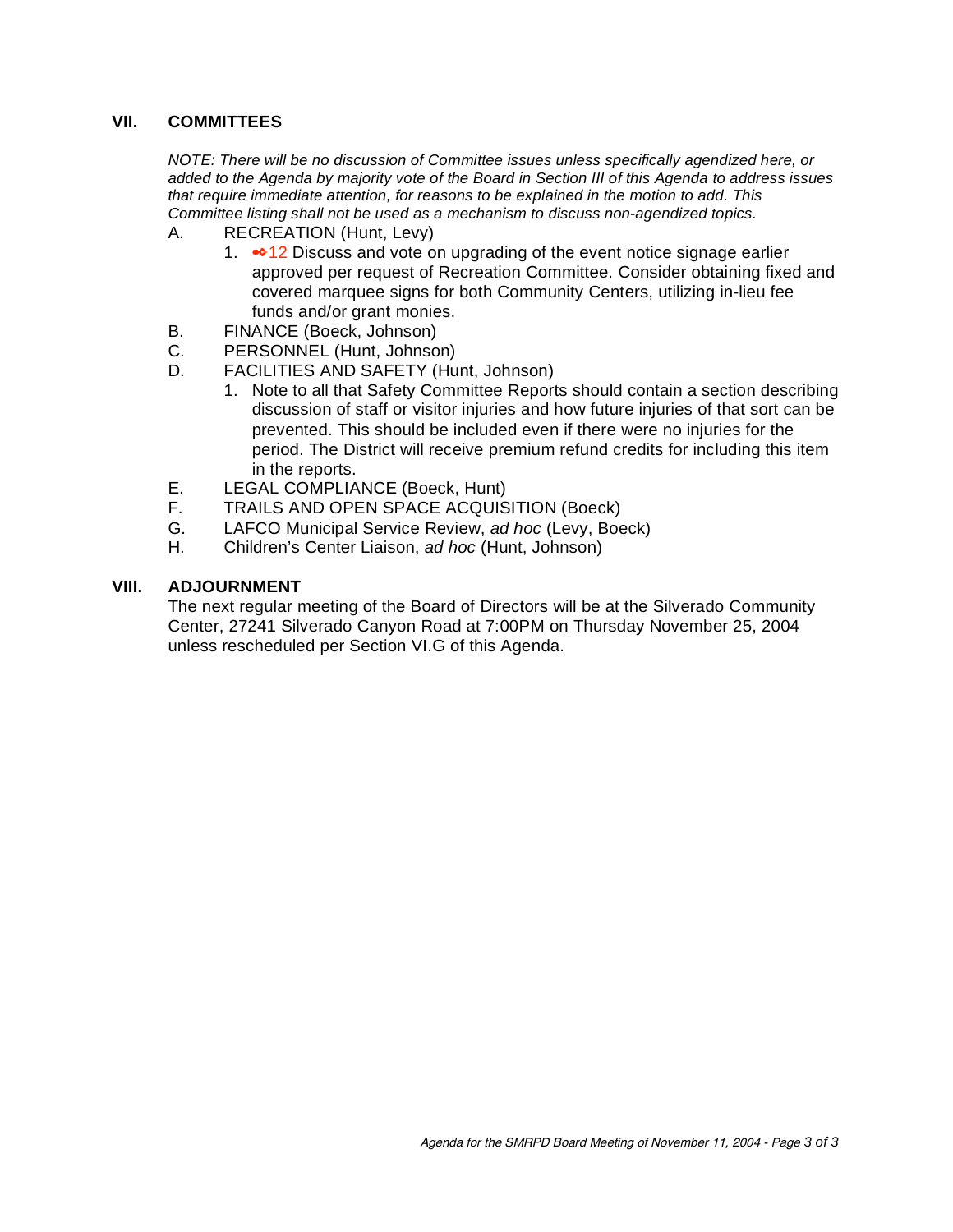## VII. COMMITTEES

*NOTE: There will be no discussion of Committee issues unless specifically agendized here, or added to the Agenda by majority vote of the Board in Section III of this Agenda to address issues that require immediate attention, for reasons to be explained in the motion to add. This Committee listing shall not be used as a mechanism to discuss non-agendized topics.*

A. RECREATION (Hunt, Levy)
   1. ➾12 Discuss and vote on upgrading of the event notice signage earlier approved per request of Recreation Committee. Consider obtaining fixed and covered marquee signs for both Community Centers, utilizing in-lieu fee funds and/or grant monies.

B. FINANCE (Boeck, Johnson)

C. PERSONNEL (Hunt, Johnson)

D. FACILITIES AND SAFETY (Hunt, Johnson)
   1. Note to all that Safety Committee Reports should contain a section describing discussion of staff or visitor injuries and how future injuries of that sort can be prevented. This should be included even if there were no injuries for the period. The District will receive premium refund credits for including this item in the reports.

E. LEGAL COMPLIANCE (Boeck, Hunt)

F. TRAILS AND OPEN SPACE ACQUISITION (Boeck)

G. LAFCO Municipal Service Review, *ad hoc* (Levy, Boeck)

H. Children's Center Liaison, *ad hoc* (Hunt, Johnson)

## VIII. ADJOURNMENT

The next regular meeting of the Board of Directors will be at the Silverado Community Center, 27241 Silverado Canyon Road at 7:00PM on Thursday November 25, 2004 unless rescheduled per Section VI.G of this Agenda.